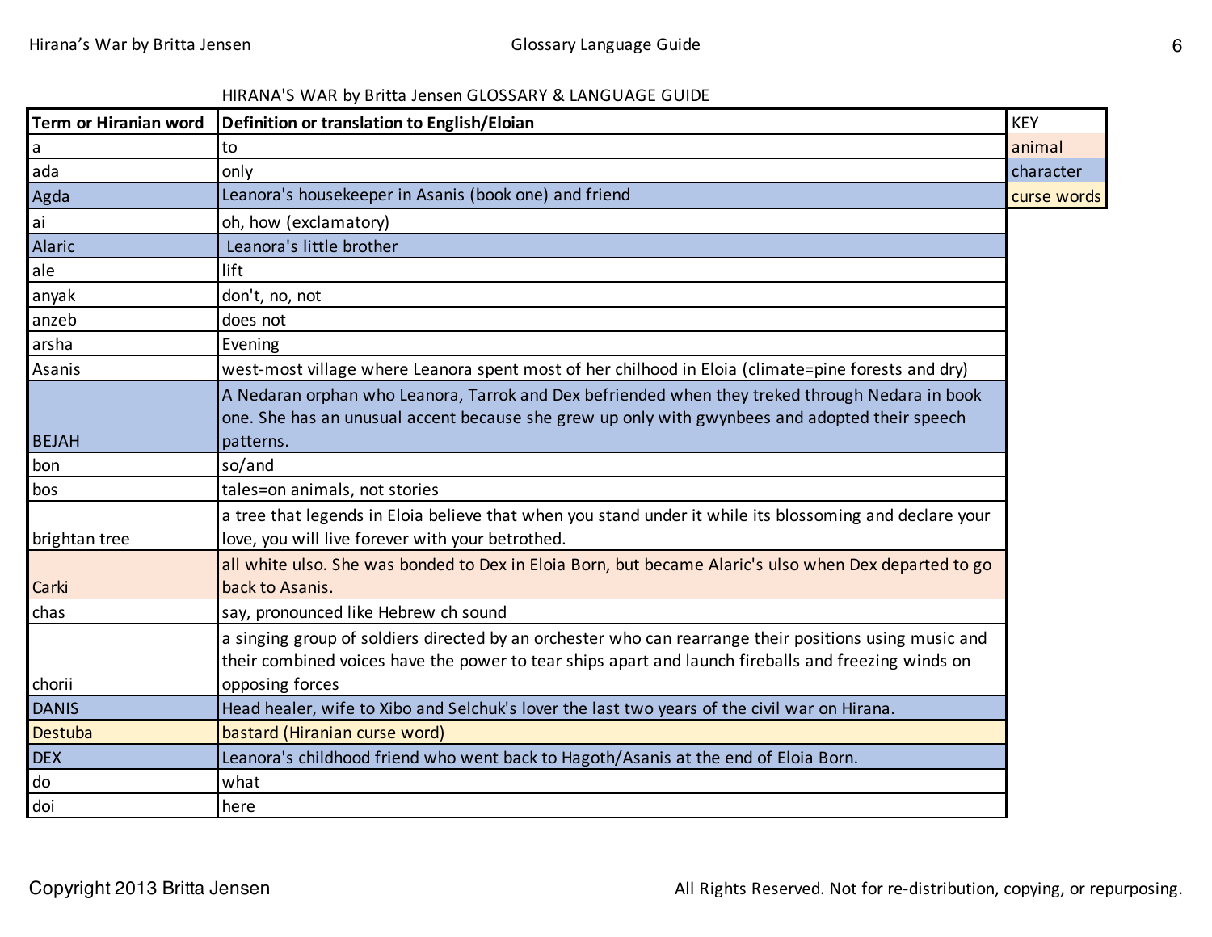HIRANA'S WAR by Britta Jensen GLOSSARY & LANGUAGE GUIDE

| Term or Hiranian word | Definition or translation to English/Eloian |
|---|---|
| a | to |
| ada | only |
| Agda | Leanora's housekeeper in Asanis (book one) and friend |
| ai | oh, how (exclamatory) |
| Alaric | Leanora's little brother |
| ale | lift |
| anyak | don't, no, not |
| anzeb | does not |
| arsha | Evening |
| Asanis | west-most village where Leanora spent most of her chilhood in Eloia (climate=pine forests and dry) |
| BEJAH | A Nedaran orphan who Leanora, Tarrok and Dex befriended when they treked through Nedara in book one. She has an unusual accent because she grew up only with gwynbees and adopted their speech patterns. |
| bon | so/and |
| bos | tales=on animals, not stories |
| brightan tree | a tree that legends in Eloia believe that when you stand under it while its blossoming and declare your love, you will live forever with your betrothed. |
| Carki | all white ulso. She was bonded to Dex in Eloia Born, but became Alaric's ulso when Dex departed to go back to Asanis. |
| chas | say, pronounced like Hebrew ch sound |
| chorii | a singing group of soldiers directed by an orchester who can rearrange their positions using music and their combined voices have the power to tear ships apart and launch fireballs and freezing winds on opposing forces |
| DANIS | Head healer, wife to Xibo and Selchuk's lover the last two years of the civil war on Hirana. |
| Destuba | bastard (Hiranian curse word) |
| DEX | Leanora's childhood friend who went back to Hagoth/Asanis at the end of Eloia Born. |
| do | what |
| doi | here |

| KEY |
|---|
| animal |
| character |
| curse words |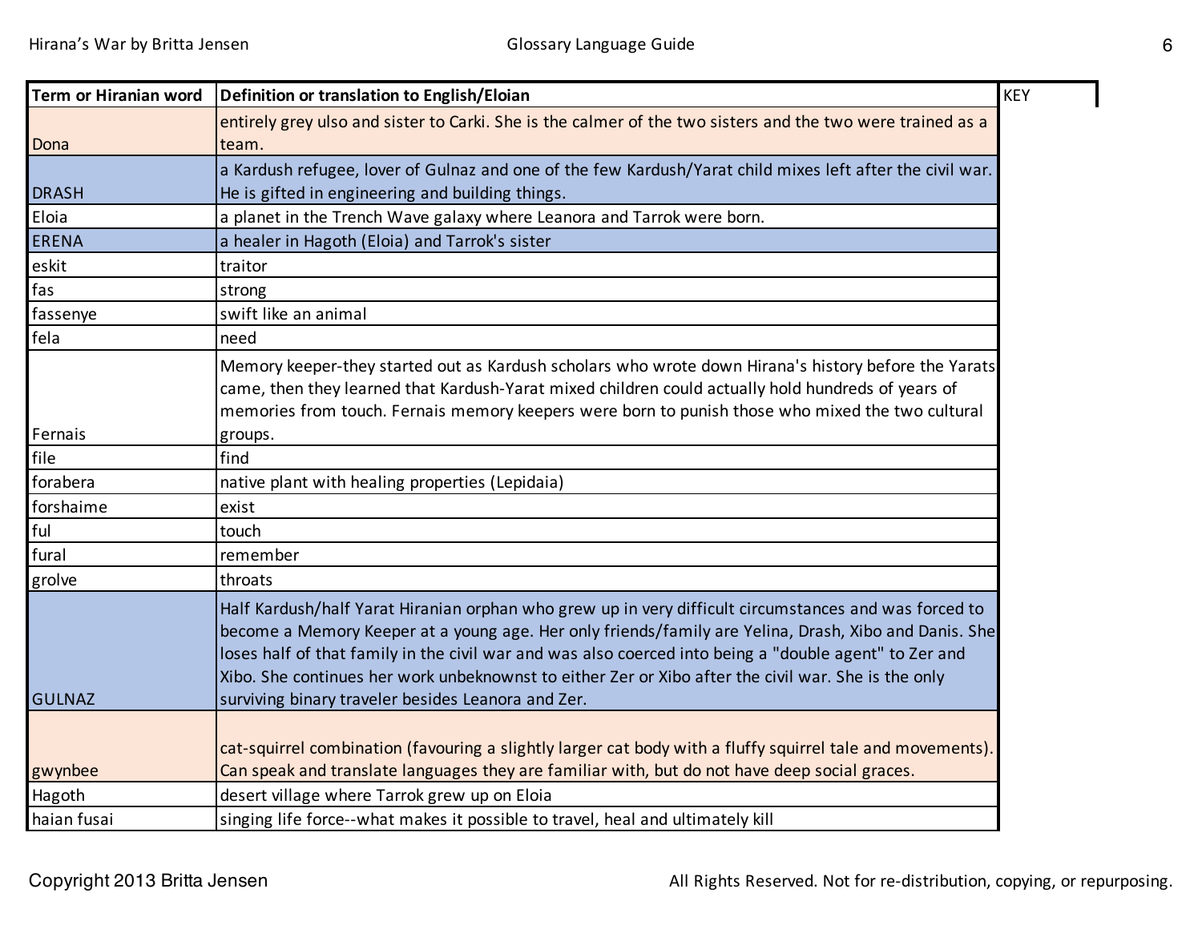| Term or Hiranian word | Definition or translation to English/Eloian | KEY |
| --- | --- | --- |
| Dona | entirely grey ulso and sister to Carki. She is the calmer of the two sisters and the two were trained as a team. | |
| DRASH | a Kardush refugee, lover of Gulnaz and one of the few Kardush/Yarat child mixes left after the civil war. He is gifted in engineering and building things. | |
| Eloia | a planet in the Trench Wave galaxy where Leanora and Tarrok were born. | |
| ERENA | a healer in Hagoth (Eloia) and Tarrok's sister | |
| eskit | traitor | |
| fas | strong | |
| fassenye | swift like an animal | |
| fela | need | |
| Fernais | Memory keeper-they started out as Kardush scholars who wrote down Hirana's history before the Yarats came, then they learned that Kardush-Yarat mixed children could actually hold hundreds of years of memories from touch. Fernais memory keepers were born to punish those who mixed the two cultural groups. | |
| file | find | |
| forabera | native plant with healing properties (Lepidaia) | |
| forshaime | exist | |
| ful | touch | |
| fural | remember | |
| grolve | throats | |
| GULNAZ | Half Kardush/half Yarat Hiranian orphan who grew up in very difficult circumstances and was forced to become a Memory Keeper at a young age. Her only friends/family are Yelina, Drash, Xibo and Danis. She loses half of that family in the civil war and was also coerced into being a "double agent" to Zer and Xibo. She continues her work unbeknownst to either Zer or Xibo after the civil war. She is the only surviving binary traveler besides Leanora and Zer. | |
| gwynbee | cat-squirrel combination (favouring a slightly larger cat body with a fluffy squirrel tale and movements). Can speak and translate languages they are familiar with, but do not have deep social graces. | |
| Hagoth | desert village where Tarrok grew up on Eloia | |
| haian fusai | singing life force--what makes it possible to travel, heal and ultimately kill | |

Copyright 2013 Britta Jensen

All Rights Reserved. Not for re-distribution, copying, or repurposing.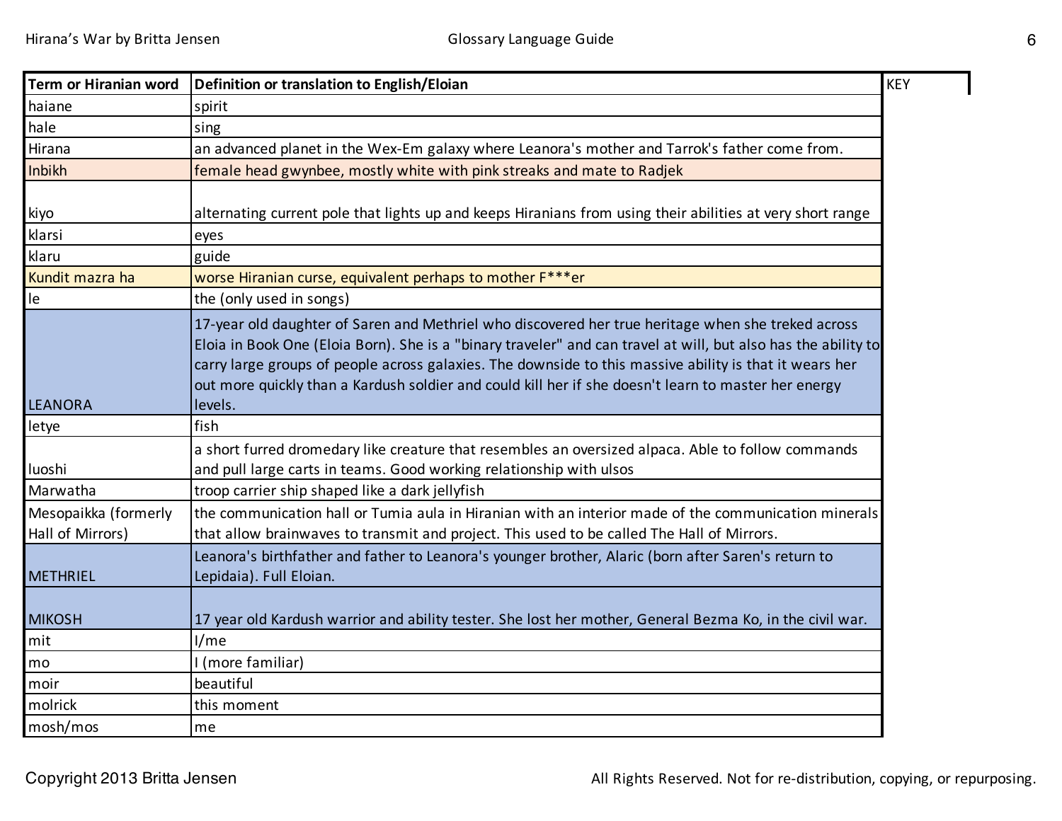| Term or Hiranian word | Definition or translation to English/Eloian | KEY |
|---|---|---|
| haiane | spirit | |
| hale | sing | |
| Hirana | an advanced planet in the Wex-Em galaxy where Leanora's mother and Tarrok's father come from. | |
| Inbikh | female head gwynbee, mostly white with pink streaks and mate to Radjek | |
| kiyo | alternating current pole that lights up and keeps Hiranians from using their abilities at very short range | |
| klarsi | eyes | |
| klaru | guide | |
| Kundit mazra ha | worse Hiranian curse, equivalent perhaps to mother F***er | |
| le | the (only used in songs) | |
| LEANORA | 17-year old daughter of Saren and Methriel who discovered her true heritage when she treked across Eloia in Book One (Eloia Born). She is a "binary traveler" and can travel at will, but also has the ability to carry large groups of people across galaxies. The downside to this massive ability is that it wears her out more quickly than a Kardush soldier and could kill her if she doesn't learn to master her energy levels. | |
| letye | fish | |
| luoshi | a short furred dromedary like creature that resembles an oversized alpaca. Able to follow commands and pull large carts in teams. Good working relationship with ulsos | |
| Marwatha | troop carrier ship shaped like a dark jellyfish | |
| Mesopaikka (formerly Hall of Mirrors) | the communication hall or Tumia aula in Hiranian with an interior made of the communication minerals that allow brainwaves to transmit and project. This used to be called The Hall of Mirrors. | |
| METHRIEL | Leanora's birthfather and father to Leanora's younger brother, Alaric (born after Saren's return to Lepidaia). Full Eloian. | |
| MIKOSH | 17 year old Kardush warrior and ability tester. She lost her mother, General Bezma Ko, in the civil war. | |
| mit | I/me | |
| mo | I (more familiar) | |
| moir | beautiful | |
| molrick | this moment | |
| mosh/mos | me | |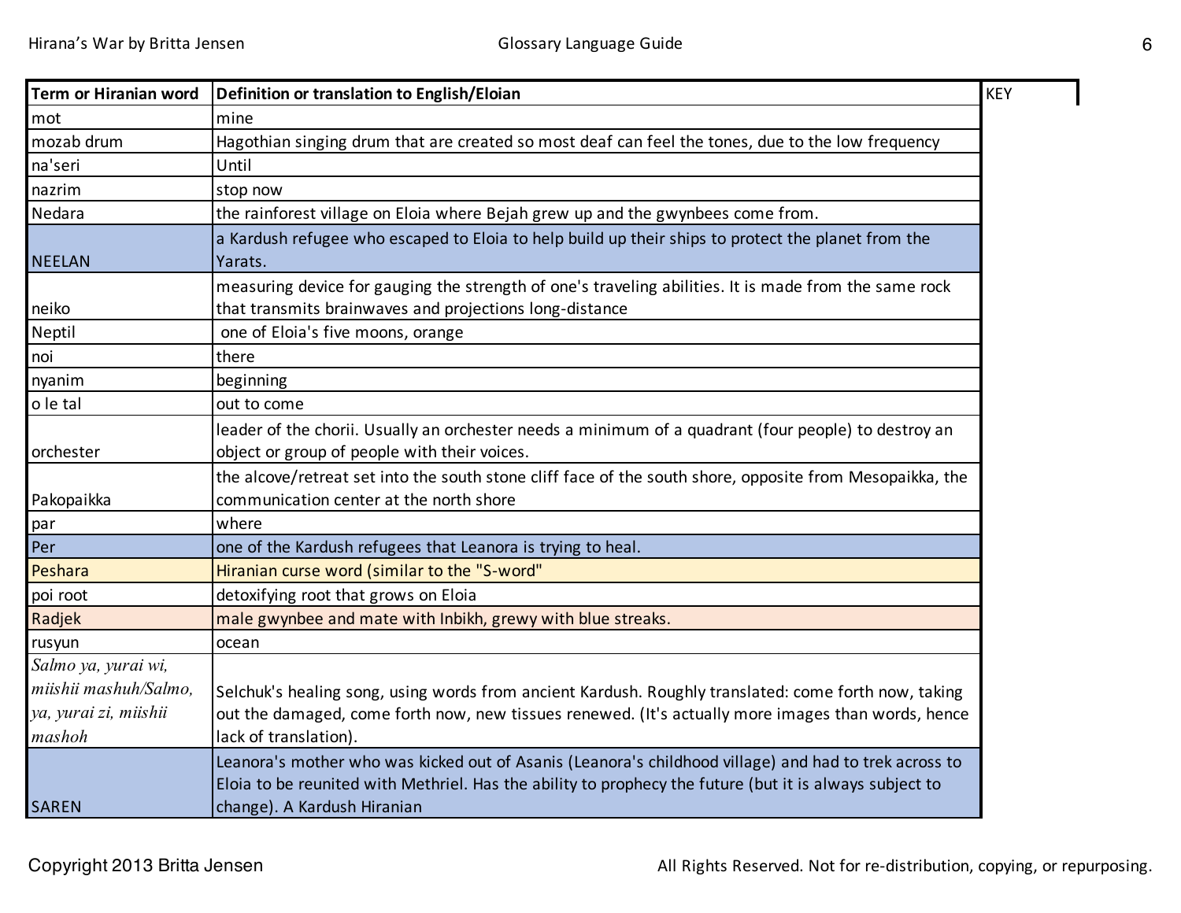| Term or Hiranian word | Definition or translation to English/Eloian | KEY |
|---|---|---|
| mot | mine | |
| mozab drum | Hagothian singing drum that are created so most deaf can feel the tones, due to the low frequency | |
| na'seri | Until | |
| nazrim | stop now | |
| Nedara | the rainforest village on Eloia where Bejah grew up and the gwynbees come from. | |
| NEELAN | a Kardush refugee who escaped to Eloia to help build up their ships to protect the planet from the Yarats. | |
| neiko | measuring device for gauging the strength of one's traveling abilities. It is made from the same rock that transmits brainwaves and projections long-distance | |
| Neptil | one of Eloia's five moons, orange | |
| noi | there | |
| nyanim | beginning | |
| o le tal | out to come | |
| orchester | leader of the chorii. Usually an orchester needs a minimum of a quadrant (four people) to destroy an object or group of people with their voices. | |
| Pakopaikka | the alcove/retreat set into the south stone cliff face of the south shore, opposite from Mesopaikka, the communication center at the north shore | |
| par | where | |
| Per | one of the Kardush refugees that Leanora is trying to heal. | |
| Peshara | Hiranian curse word (similar to the "S-word" | |
| poi root | detoxifying root that grows on Eloia | |
| Radjek | male gwynbee and mate with Inbikh, grewy with blue streaks. | |
| rusyun | ocean | |
| *Salmo ya, yurai wi, miishii mashuh/Salmo, ya, yurai zi, miishii mashoh* | Selchuk's healing song, using words from ancient Kardush. Roughly translated: come forth now, taking out the damaged, come forth now, new tissues renewed. (It's actually more images than words, hence lack of translation). | |
| SAREN | Leanora's mother who was kicked out of Asanis (Leanora's childhood village) and had to trek across to Eloia to be reunited with Methriel. Has the ability to prophecy the future (but it is always subject to change). A Kardush Hiranian | |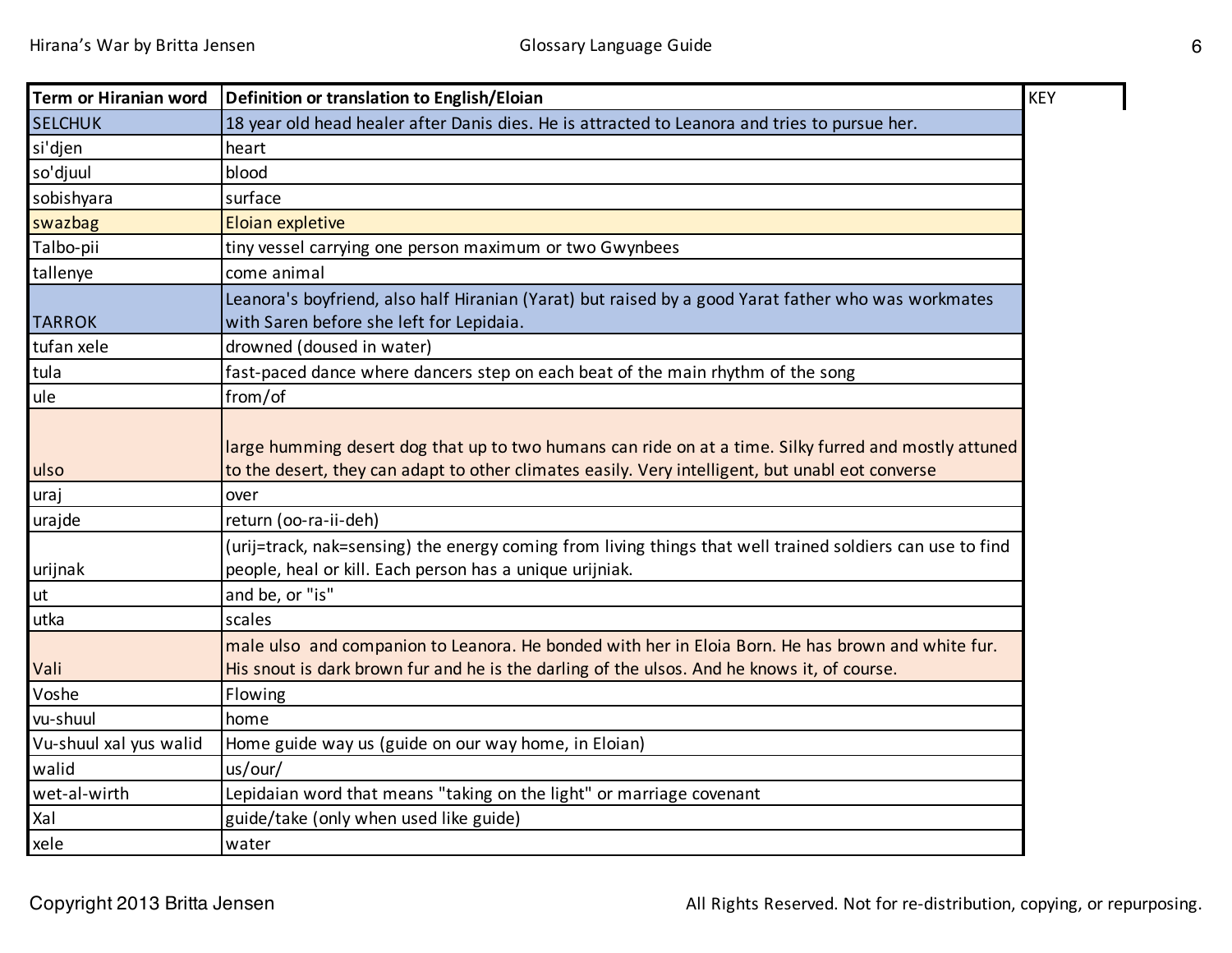| Term or Hiranian word | Definition or translation to English/Eloian | KEY |
|---|---|---|
| SELCHUK | 18 year old head healer after Danis dies. He is attracted to Leanora and tries to pursue her. | |
| si'djen | heart | |
| so'djuul | blood | |
| sobishyara | surface | |
| swazbag | Eloian expletive | |
| Talbo-pii | tiny vessel carrying one person maximum or two Gwynbees | |
| tallenye | come animal | |
| TARROK | Leanora's boyfriend, also half Hiranian (Yarat) but raised by a good Yarat father who was workmates with Saren before she left for Lepidaia. | |
| tufan xele | drowned (doused in water) | |
| tula | fast-paced dance where dancers step on each beat of the main rhythm of the song | |
| ule | from/of | |
| ulso | large humming desert dog that up to two humans can ride on at a time. Silky furred and mostly attuned to the desert, they can adapt to other climates easily. Very intelligent, but unabl eot converse | |
| uraj | over | |
| urajde | return (oo-ra-ii-deh) | |
| urijnak | (urij=track, nak=sensing) the energy coming from living things that well trained soldiers can use to find people, heal or kill. Each person has a unique urijniak. | |
| ut | and be, or "is" | |
| utka | scales | |
| Vali | male ulso and companion to Leanora. He bonded with her in Eloia Born. He has brown and white fur. His snout is dark brown fur and he is the darling of the ulsos. And he knows it, of course. | |
| Voshe | Flowing | |
| vu-shuul | home | |
| Vu-shuul xal yus walid | Home guide way us (guide on our way home, in Eloian) | |
| walid | us/our/ | |
| wet-al-wirth | Lepidaian word that means "taking on the light" or marriage covenant | |
| Xal | guide/take (only when used like guide) | |
| xele | water | |

Copyright 2013 Britta Jensen

All Rights Reserved. Not for re-distribution, copying, or repurposing.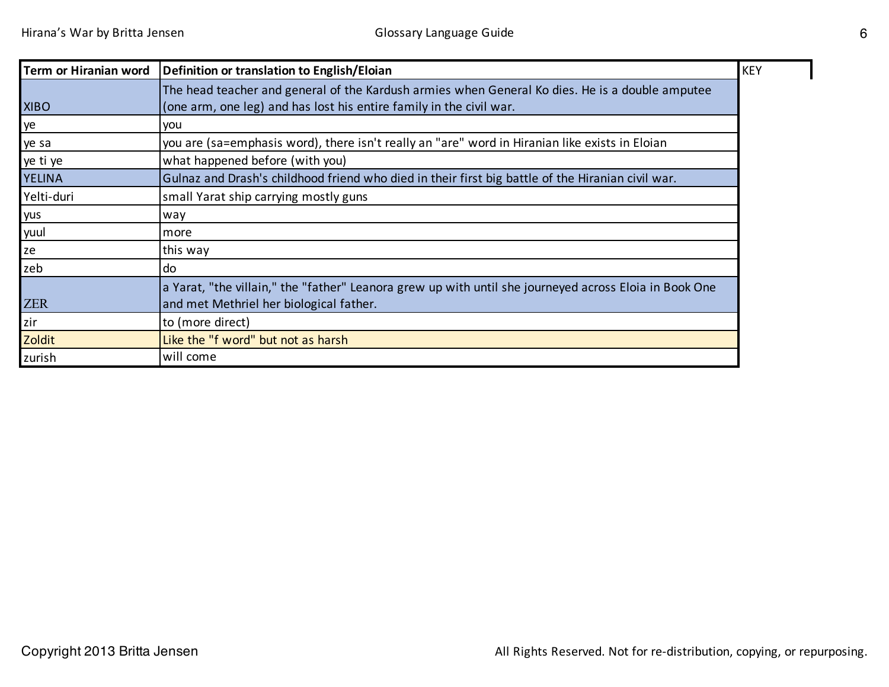| Term or Hiranian word | Definition or translation to English/Eloian | KEY |
|---|---|---|
| XIBO | The head teacher and general of the Kardush armies when General Ko dies. He is a double amputee (one arm, one leg) and has lost his entire family in the civil war. | |
| ye | you | |
| ye sa | you are (sa=emphasis word), there isn't really an "are" word in Hiranian like exists in Eloian | |
| ye ti ye | what happened before (with you) | |
| YELINA | Gulnaz and Drash's childhood friend who died in their first big battle of the Hiranian civil war. | |
| Yelti-duri | small Yarat ship carrying mostly guns | |
| yus | way | |
| yuul | more | |
| ze | this way | |
| zeb | do | |
| ZER | a Yarat, "the villain," the "father" Leanora grew up with until she journeyed across Eloia in Book One and met Methriel her biological father. | |
| zir | to (more direct) | |
| Zoldit | Like the "f word" but not as harsh | |
| zurish | will come | |

Copyright 2013 Britta Jensen

All Rights Reserved. Not for re-distribution, copying, or repurposing.